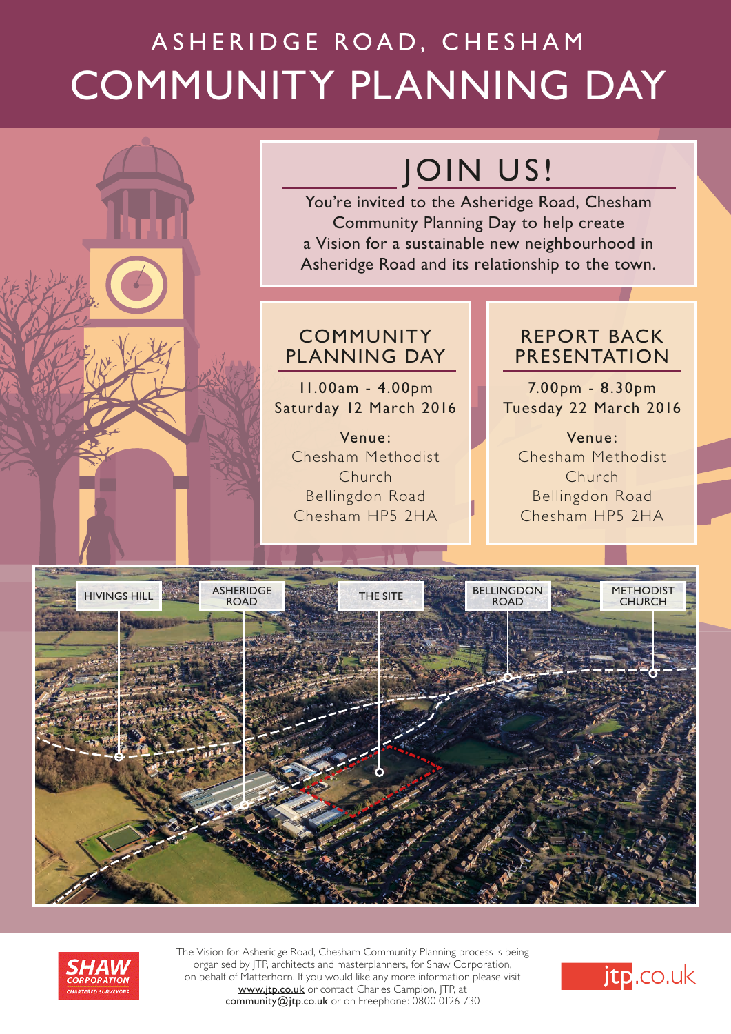# ASHERIDGE ROAD, CHESHAM

# COMMUNITY PLANNING DAY

## JOIN US!

You're invited to the Asheridge Road, Chesham Community Planning Day to help create a Vision for a sustainable new neighbourhood in Asheridge Road and its relationship to the town.

### COMMUNITY PLANNING DAY

11.00am - 4.00pm
Saturday 12 March 2016

Venue:
Chesham Methodist Church
Bellingdon Road
Chesham HP5 2HA

### REPORT BACK PRESENTATION

7.00pm - 8.30pm
Tuesday 22 March 2016

Venue:
Chesham Methodist Church
Bellingdon Road
Chesham HP5 2HA

HIVINGS HILL | ASHERIDGE ROAD | THE SITE | BELLINGDON ROAD | METHODIST CHURCH

SHAW CORPORATION CHARTERED SURVEYORS

The Vision for Asheridge Road, Chesham Community Planning process is being organised by JTP, architects and masterplanners, for Shaw Corporation, on behalf of Matterhorn. If you would like any more information please visit www.jtp.co.uk or contact Charles Campion, JTP, at community@jtp.co.uk or on Freephone: 0800 0126 730

jtp.co.uk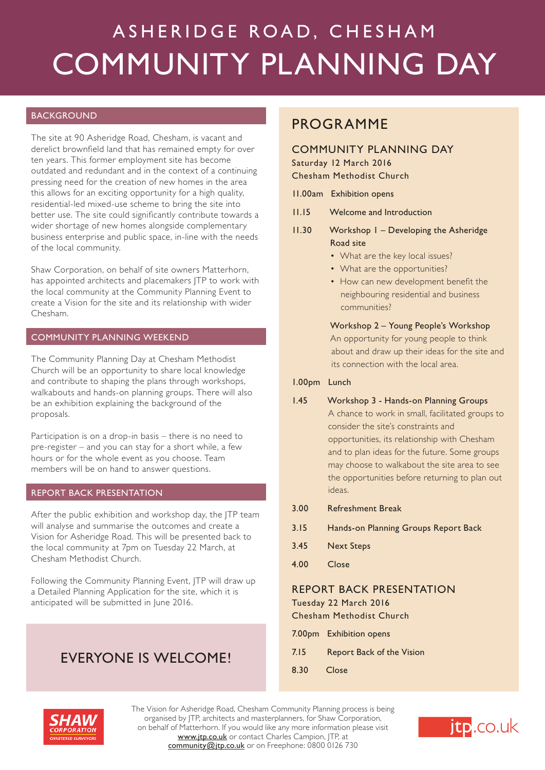# ASHERIDGE ROAD, CHESHAM
# COMMUNITY PLANNING DAY

## BACKGROUND

The site at 90 Asheridge Road, Chesham, is vacant and derelict brownfield land that has remained empty for over ten years. This former employment site has become outdated and redundant and in the context of a continuing pressing need for the creation of new homes in the area this allows for an exciting opportunity for a high quality, residential-led mixed-use scheme to bring the site into better use. The site could significantly contribute towards a wider shortage of new homes alongside complementary business enterprise and public space, in-line with the needs of the local community.

Shaw Corporation, on behalf of site owners Matterhorn, has appointed architects and placemakers JTP to work with the local community at the Community Planning Event to create a Vision for the site and its relationship with wider Chesham.

## COMMUNITY PLANNING WEEKEND

The Community Planning Day at Chesham Methodist Church will be an opportunity to share local knowledge and contribute to shaping the plans through workshops, walkabouts and hands-on planning groups. There will also be an exhibition explaining the background of the proposals.

Participation is on a drop-in basis – there is no need to pre-register – and you can stay for a short while, a few hours or for the whole event as you choose. Team members will be on hand to answer questions.

## REPORT BACK PRESENTATION

After the public exhibition and workshop day, the JTP team will analyse and summarise the outcomes and create a Vision for Asheridge Road. This will be presented back to the local community at 7pm on Tuesday 22 March, at Chesham Methodist Church.

Following the Community Planning Event, JTP will draw up a Detailed Planning Application for the site, which it is anticipated will be submitted in June 2016.

## EVERYONE IS WELCOME!

## PROGRAMME

### COMMUNITY PLANNING DAY

Saturday 12 March 2016
Chesham Methodist Church

11.00am Exhibition opens

11.15 Welcome and Introduction

11.30 Workshop 1 – Developing the Asheridge Road site
- What are the key local issues?
- What are the opportunities?
- How can new development benefit the neighbouring residential and business communities?

Workshop 2 – Young People's Workshop
An opportunity for young people to think about and draw up their ideas for the site and its connection with the local area.

1.00pm Lunch

1.45 Workshop 3 - Hands-on Planning Groups
A chance to work in small, facilitated groups to consider the site's constraints and opportunities, its relationship with Chesham and to plan ideas for the future. Some groups may choose to walkabout the site area to see the opportunities before returning to plan out ideas.

3.00 Refreshment Break

3.15 Hands-on Planning Groups Report Back

3.45 Next Steps

4.00 Close

### REPORT BACK PRESENTATION

Tuesday 22 March 2016
Chesham Methodist Church

7.00pm Exhibition opens

7.15 Report Back of the Vision

8.30 Close

SHAW CORPORATION CHARTERED SURVEYORS

The Vision for Asheridge Road, Chesham Community Planning process is being organised by JTP, architects and masterplanners, for Shaw Corporation, on behalf of Matterhorn. If you would like any more information please visit www.jtp.co.uk or contact Charles Campion, JTP, at community@jtp.co.uk or on Freephone: 0800 0126 730

jtp.co.uk